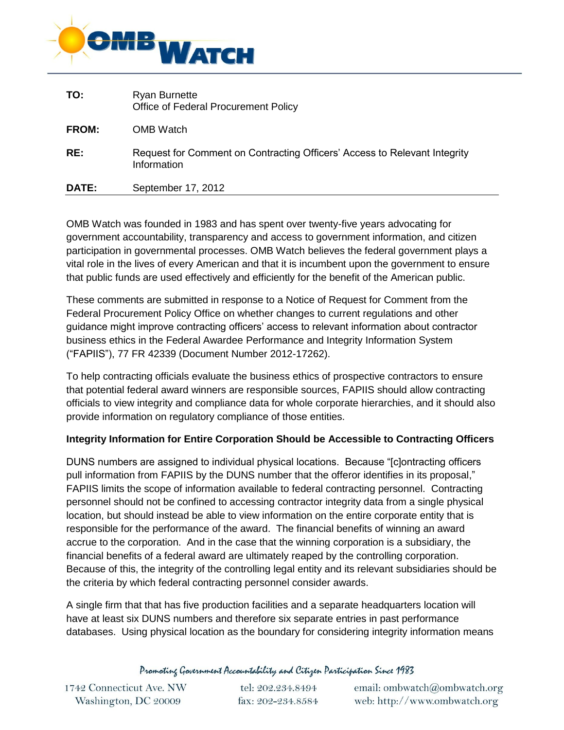| | |
|---|---|
| **TO:** | Ryan Burnette<br>Office of Federal Procurement Policy |
| **FROM:** | OMB Watch |
| **RE:** | Request for Comment on Contracting Officers' Access to Relevant Integrity Information |
| **DATE:** | September 17, 2012 |

OMB Watch was founded in 1983 and has spent over twenty-five years advocating for government accountability, transparency and access to government information, and citizen participation in governmental processes. OMB Watch believes the federal government plays a vital role in the lives of every American and that it is incumbent upon the government to ensure that public funds are used effectively and efficiently for the benefit of the American public.

These comments are submitted in response to a Notice of Request for Comment from the Federal Procurement Policy Office on whether changes to current regulations and other guidance might improve contracting officers' access to relevant information about contractor business ethics in the Federal Awardee Performance and Integrity Information System ("FAPIIS"), 77 FR 42339 (Document Number 2012-17262).

To help contracting officials evaluate the business ethics of prospective contractors to ensure that potential federal award winners are responsible sources, FAPIIS should allow contracting officials to view integrity and compliance data for whole corporate hierarchies, and it should also provide information on regulatory compliance of those entities.

**Integrity Information for Entire Corporation Should be Accessible to Contracting Officers**

DUNS numbers are assigned to individual physical locations. Because "[c]ontracting officers pull information from FAPIIS by the DUNS number that the offeror identifies in its proposal," FAPIIS limits the scope of information available to federal contracting personnel. Contracting personnel should not be confined to accessing contractor integrity data from a single physical location, but should instead be able to view information on the entire corporate entity that is responsible for the performance of the award. The financial benefits of winning an award accrue to the corporation. And in the case that the winning corporation is a subsidiary, the financial benefits of a federal award are ultimately reaped by the controlling corporation. Because of this, the integrity of the controlling legal entity and its relevant subsidiaries should be the criteria by which federal contracting personnel consider awards.

A single firm that that has five production facilities and a separate headquarters location will have at least six DUNS numbers and therefore six separate entries in past performance databases. Using physical location as the boundary for considering integrity information means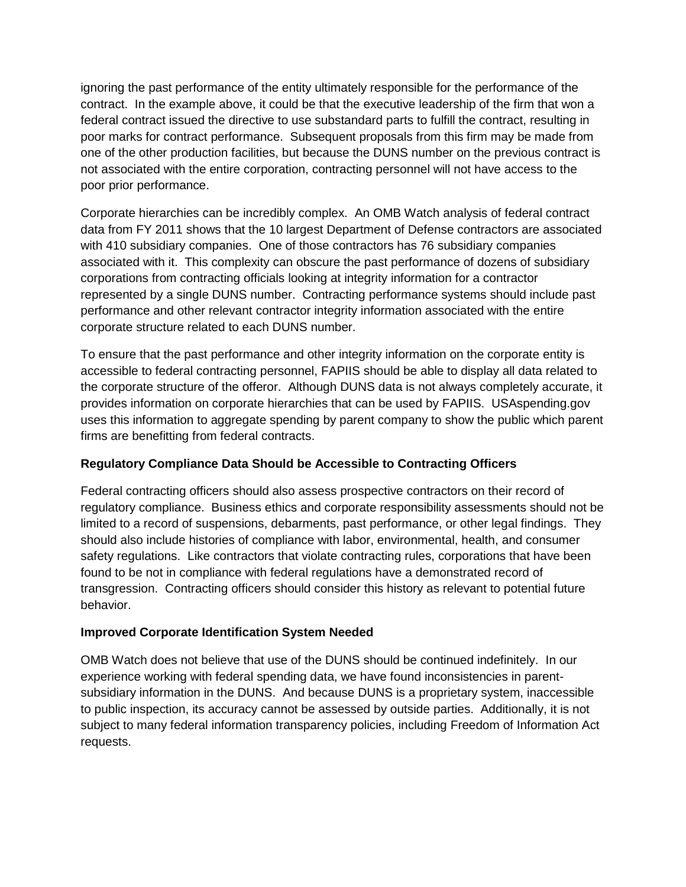ignoring the past performance of the entity ultimately responsible for the performance of the contract. In the example above, it could be that the executive leadership of the firm that won a federal contract issued the directive to use substandard parts to fulfill the contract, resulting in poor marks for contract performance. Subsequent proposals from this firm may be made from one of the other production facilities, but because the DUNS number on the previous contract is not associated with the entire corporation, contracting personnel will not have access to the poor prior performance.

Corporate hierarchies can be incredibly complex. An OMB Watch analysis of federal contract data from FY 2011 shows that the 10 largest Department of Defense contractors are associated with 410 subsidiary companies. One of those contractors has 76 subsidiary companies associated with it. This complexity can obscure the past performance of dozens of subsidiary corporations from contracting officials looking at integrity information for a contractor represented by a single DUNS number. Contracting performance systems should include past performance and other relevant contractor integrity information associated with the entire corporate structure related to each DUNS number.

To ensure that the past performance and other integrity information on the corporate entity is accessible to federal contracting personnel, FAPIIS should be able to display all data related to the corporate structure of the offeror. Although DUNS data is not always completely accurate, it provides information on corporate hierarchies that can be used by FAPIIS. USAspending.gov uses this information to aggregate spending by parent company to show the public which parent firms are benefitting from federal contracts.

**Regulatory Compliance Data Should be Accessible to Contracting Officers**

Federal contracting officers should also assess prospective contractors on their record of regulatory compliance. Business ethics and corporate responsibility assessments should not be limited to a record of suspensions, debarments, past performance, or other legal findings. They should also include histories of compliance with labor, environmental, health, and consumer safety regulations. Like contractors that violate contracting rules, corporations that have been found to be not in compliance with federal regulations have a demonstrated record of transgression. Contracting officers should consider this history as relevant to potential future behavior.

**Improved Corporate Identification System Needed**

OMB Watch does not believe that use of the DUNS should be continued indefinitely. In our experience working with federal spending data, we have found inconsistencies in parent-subsidiary information in the DUNS. And because DUNS is a proprietary system, inaccessible to public inspection, its accuracy cannot be assessed by outside parties. Additionally, it is not subject to many federal information transparency policies, including Freedom of Information Act requests.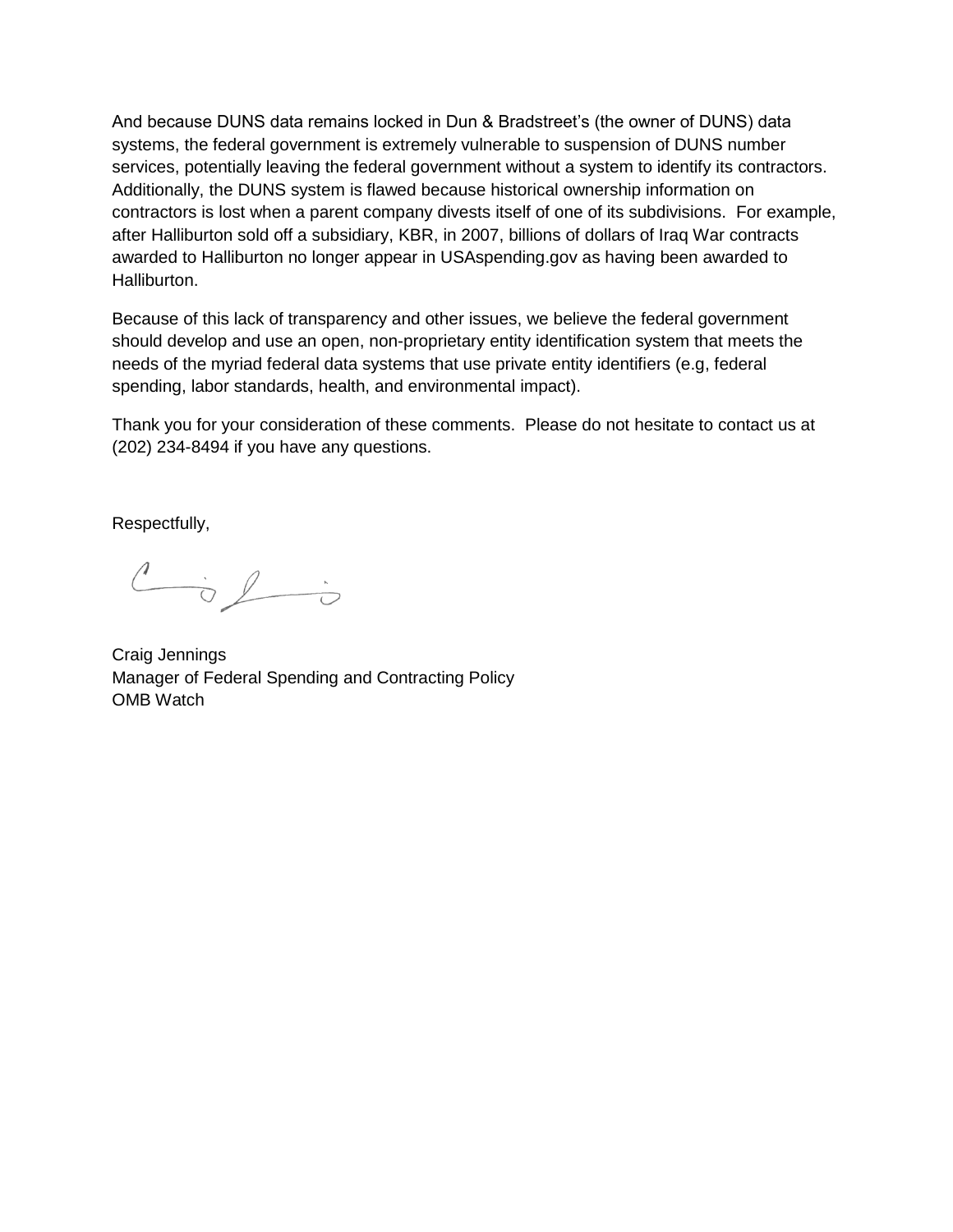And because DUNS data remains locked in Dun & Bradstreet's (the owner of DUNS) data systems, the federal government is extremely vulnerable to suspension of DUNS number services, potentially leaving the federal government without a system to identify its contractors. Additionally, the DUNS system is flawed because historical ownership information on contractors is lost when a parent company divests itself of one of its subdivisions. For example, after Halliburton sold off a subsidiary, KBR, in 2007, billions of dollars of Iraq War contracts awarded to Halliburton no longer appear in USAspending.gov as having been awarded to Halliburton.

Because of this lack of transparency and other issues, we believe the federal government should develop and use an open, non-proprietary entity identification system that meets the needs of the myriad federal data systems that use private entity identifiers (e.g, federal spending, labor standards, health, and environmental impact).

Thank you for your consideration of these comments. Please do not hesitate to contact us at (202) 234-8494 if you have any questions.

Respectfully,

Craig Jennings
Manager of Federal Spending and Contracting Policy
OMB Watch